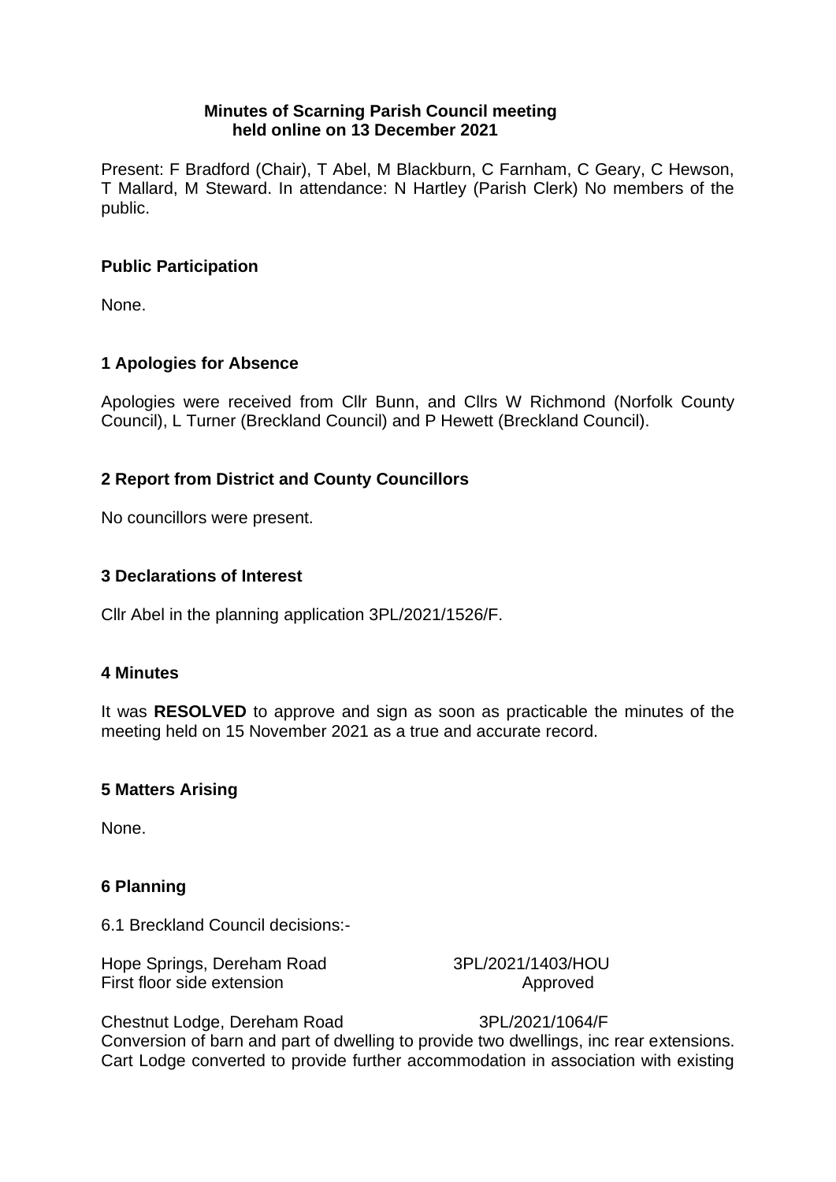**Minutes of Scarning Parish Council meeting held online on 13 December 2021**

Present: F Bradford (Chair), T Abel, M Blackburn, C Farnham, C Geary, C Hewson, T Mallard, M Steward. In attendance: N Hartley (Parish Clerk) No members of the public.

## Public Participation

None.

## 1 Apologies for Absence

Apologies were received from Cllr Bunn, and Cllrs W Richmond (Norfolk County Council), L Turner (Breckland Council) and P Hewett (Breckland Council).

## 2 Report from District and County Councillors

No councillors were present.

## 3 Declarations of Interest

Cllr Abel in the planning application 3PL/2021/1526/F.

## 4 Minutes

It was **RESOLVED** to approve and sign as soon as practicable the minutes of the meeting held on 15 November 2021 as a true and accurate record.

## 5 Matters Arising

None.

## 6 Planning

6.1 Breckland Council decisions:-

Hope Springs, Dereham Road — 3PL/2021/1403/HOU
First floor side extension — Approved

Chestnut Lodge, Dereham Road — 3PL/2021/1064/F
Conversion of barn and part of dwelling to provide two dwellings, inc rear extensions. Cart Lodge converted to provide further accommodation in association with existing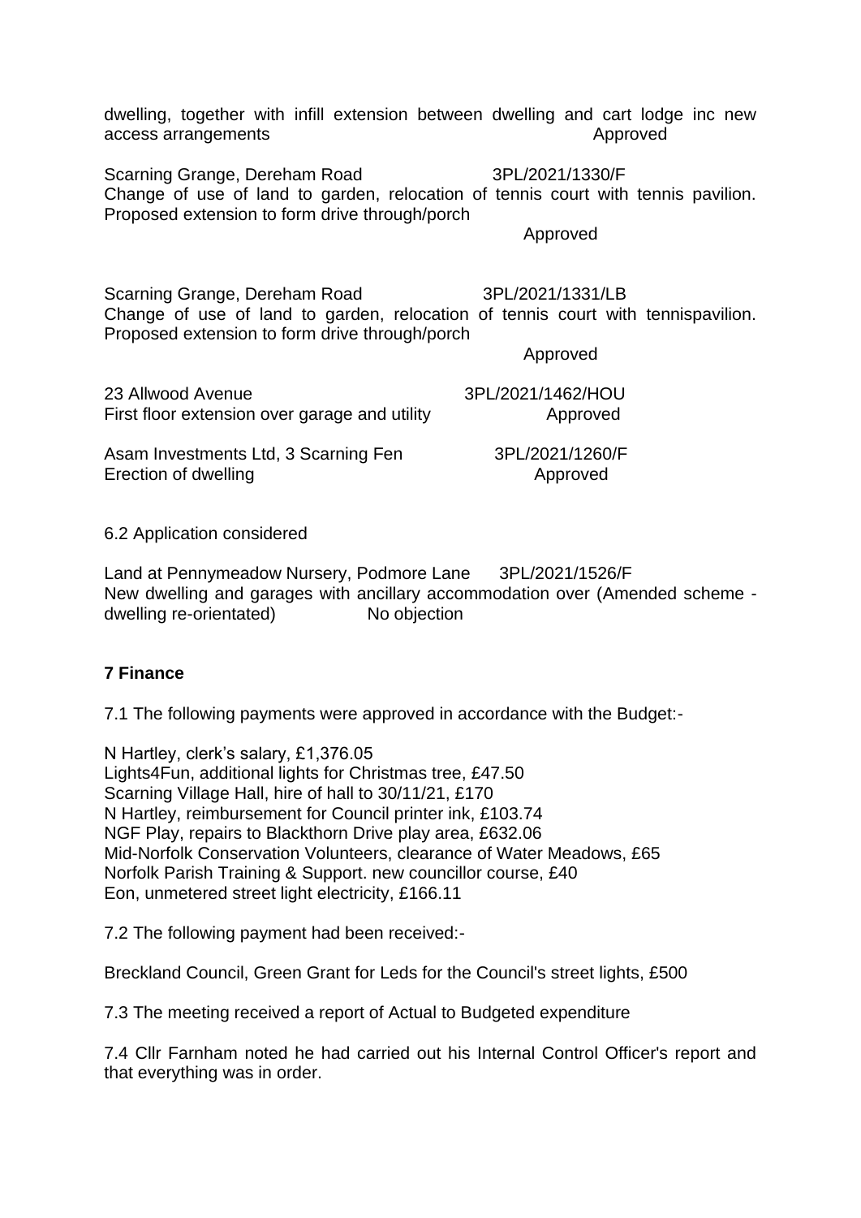dwelling, together with infill extension between dwelling and cart lodge inc new access arrangements Approved

Scarning Grange, Dereham Road 3PL/2021/1330/F
Change of use of land to garden, relocation of tennis court with tennis pavilion. Proposed extension to form drive through/porch

Approved

Scarning Grange, Dereham Road 3PL/2021/1331/LB
Change of use of land to garden, relocation of tennis court with tennispavilion. Proposed extension to form drive through/porch

Approved

23 Allwood Avenue 3PL/2021/1462/HOU
First floor extension over garage and utility Approved

Asam Investments Ltd, 3 Scarning Fen 3PL/2021/1260/F
Erection of dwelling Approved

6.2 Application considered

Land at Pennymeadow Nursery, Podmore Lane 3PL/2021/1526/F
New dwelling and garages with ancillary accommodation over (Amended scheme - dwelling re-orientated) No objection

**7 Finance**

7.1 The following payments were approved in accordance with the Budget:-

N Hartley, clerk's salary, £1,376.05
Lights4Fun, additional lights for Christmas tree, £47.50
Scarning Village Hall, hire of hall to 30/11/21, £170
N Hartley, reimbursement for Council printer ink, £103.74
NGF Play, repairs to Blackthorn Drive play area, £632.06
Mid-Norfolk Conservation Volunteers, clearance of Water Meadows, £65
Norfolk Parish Training & Support. new councillor course, £40
Eon, unmetered street light electricity, £166.11

7.2 The following payment had been received:-

Breckland Council, Green Grant for Leds for the Council's street lights, £500

7.3 The meeting received a report of Actual to Budgeted expenditure

7.4 Cllr Farnham noted he had carried out his Internal Control Officer's report and that everything was in order.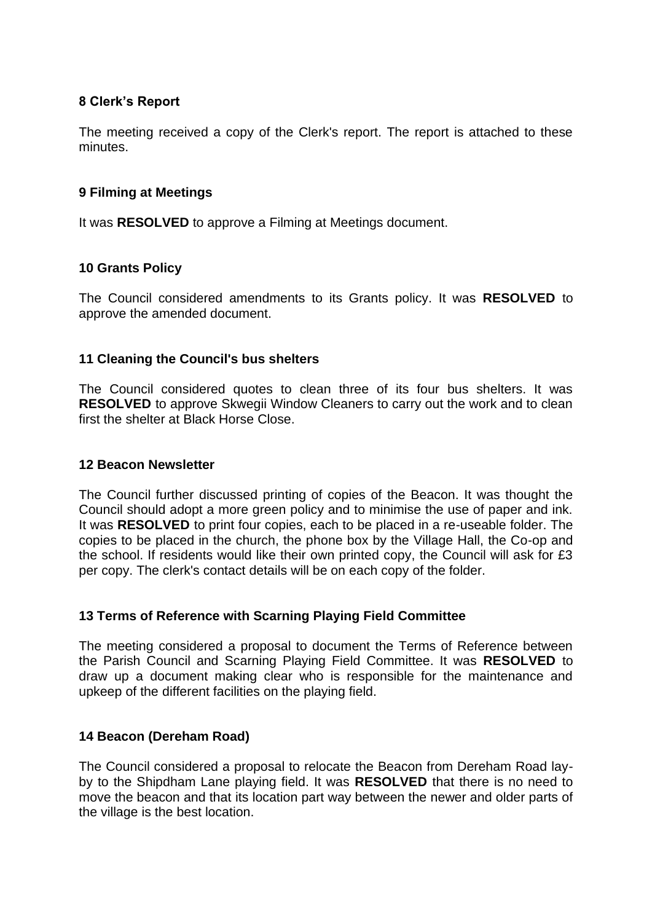### 8 Clerk's Report

The meeting received a copy of the Clerk's report. The report is attached to these minutes.

### 9 Filming at Meetings

It was **RESOLVED** to approve a Filming at Meetings document.

### 10 Grants Policy

The Council considered amendments to its Grants policy. It was **RESOLVED** to approve the amended document.

### 11 Cleaning the Council's bus shelters

The Council considered quotes to clean three of its four bus shelters. It was **RESOLVED** to approve Skwegii Window Cleaners to carry out the work and to clean first the shelter at Black Horse Close.

### 12 Beacon Newsletter

The Council further discussed printing of copies of the Beacon. It was thought the Council should adopt a more green policy and to minimise the use of paper and ink. It was **RESOLVED** to print four copies, each to be placed in a re-useable folder. The copies to be placed in the church, the phone box by the Village Hall, the Co-op and the school. If residents would like their own printed copy, the Council will ask for £3 per copy. The clerk's contact details will be on each copy of the folder.

### 13 Terms of Reference with Scarning Playing Field Committee

The meeting considered a proposal to document the Terms of Reference between the Parish Council and Scarning Playing Field Committee. It was **RESOLVED** to draw up a document making clear who is responsible for the maintenance and upkeep of the different facilities on the playing field.

### 14 Beacon (Dereham Road)

The Council considered a proposal to relocate the Beacon from Dereham Road lay-by to the Shipdham Lane playing field. It was **RESOLVED** that there is no need to move the beacon and that its location part way between the newer and older parts of the village is the best location.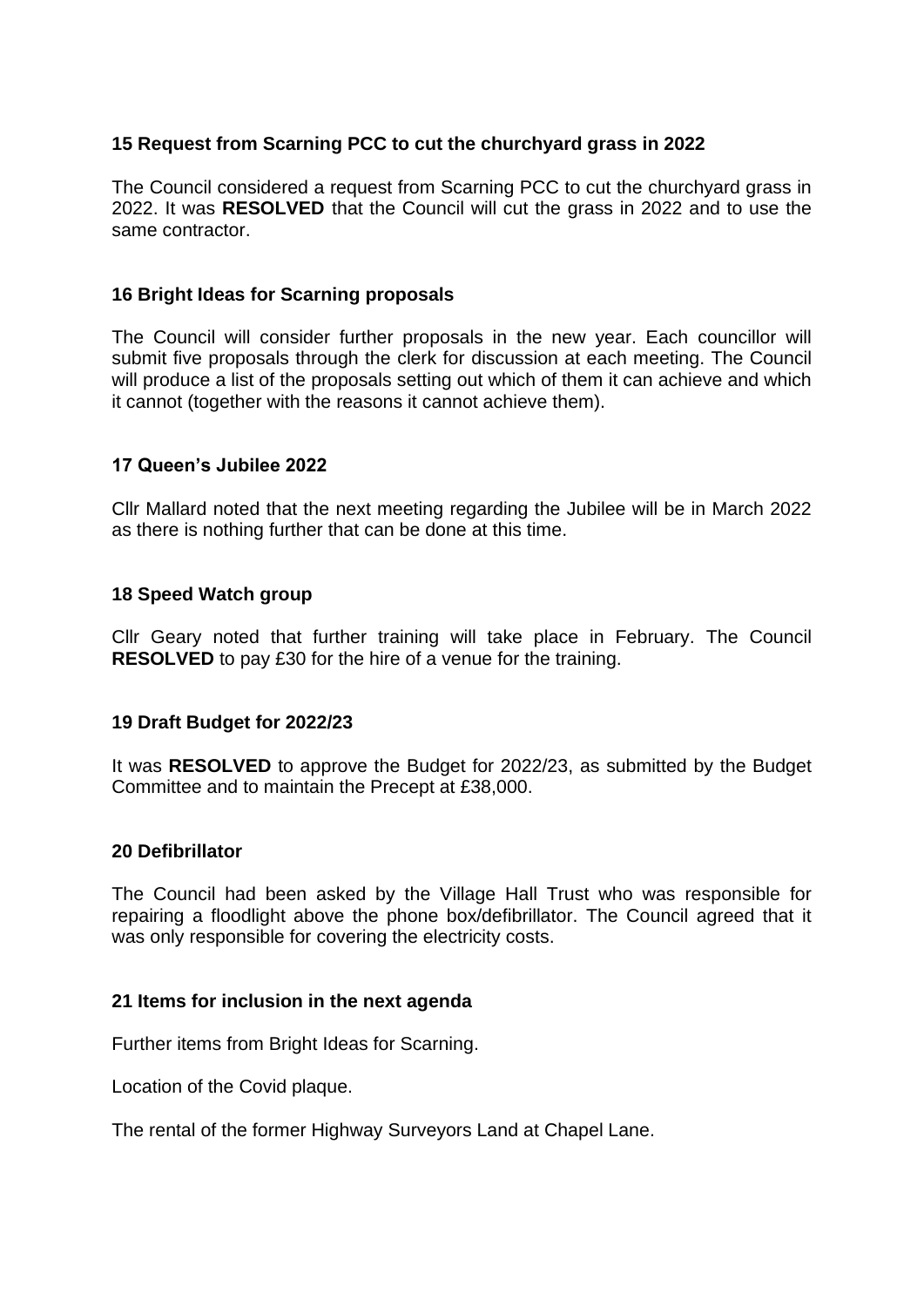**15 Request from Scarning PCC to cut the churchyard grass in 2022**

The Council considered a request from Scarning PCC to cut the churchyard grass in 2022. It was **RESOLVED** that the Council will cut the grass in 2022 and to use the same contractor.

**16 Bright Ideas for Scarning proposals**

The Council will consider further proposals in the new year. Each councillor will submit five proposals through the clerk for discussion at each meeting. The Council will produce a list of the proposals setting out which of them it can achieve and which it cannot (together with the reasons it cannot achieve them).

**17 Queen's Jubilee 2022**

Cllr Mallard noted that the next meeting regarding the Jubilee will be in March 2022 as there is nothing further that can be done at this time.

**18 Speed Watch group**

Cllr Geary noted that further training will take place in February. The Council **RESOLVED** to pay £30 for the hire of a venue for the training.

**19 Draft Budget for 2022/23**

It was **RESOLVED** to approve the Budget for 2022/23, as submitted by the Budget Committee and to maintain the Precept at £38,000.

**20 Defibrillator**

The Council had been asked by the Village Hall Trust who was responsible for repairing a floodlight above the phone box/defibrillator. The Council agreed that it was only responsible for covering the electricity costs.

**21 Items for inclusion in the next agenda**

Further items from Bright Ideas for Scarning.

Location of the Covid plaque.

The rental of the former Highway Surveyors Land at Chapel Lane.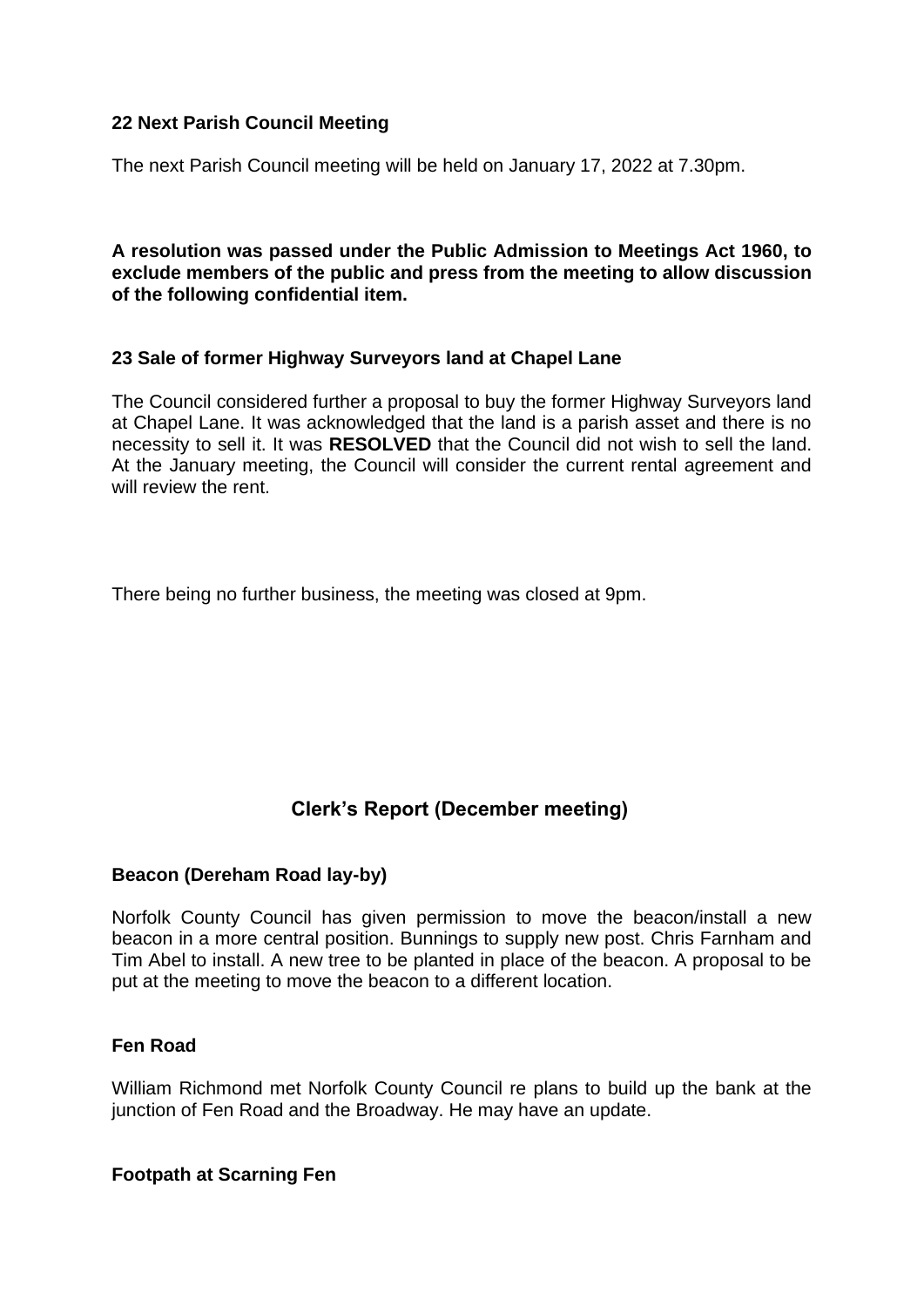### 22 Next Parish Council Meeting

The next Parish Council meeting will be held on January 17, 2022 at 7.30pm.

**A resolution was passed under the Public Admission to Meetings Act 1960, to exclude members of the public and press from the meeting to allow discussion of the following confidential item.**

### 23 Sale of former Highway Surveyors land at Chapel Lane

The Council considered further a proposal to buy the former Highway Surveyors land at Chapel Lane. It was acknowledged that the land is a parish asset and there is no necessity to sell it. It was **RESOLVED** that the Council did not wish to sell the land. At the January meeting, the Council will consider the current rental agreement and will review the rent.

There being no further business, the meeting was closed at 9pm.

## Clerk's Report (December meeting)

### Beacon (Dereham Road lay-by)

Norfolk County Council has given permission to move the beacon/install a new beacon in a more central position. Bunnings to supply new post. Chris Farnham and Tim Abel to install. A new tree to be planted in place of the beacon. A proposal to be put at the meeting to move the beacon to a different location.

### Fen Road

William Richmond met Norfolk County Council re plans to build up the bank at the junction of Fen Road and the Broadway. He may have an update.

### Footpath at Scarning Fen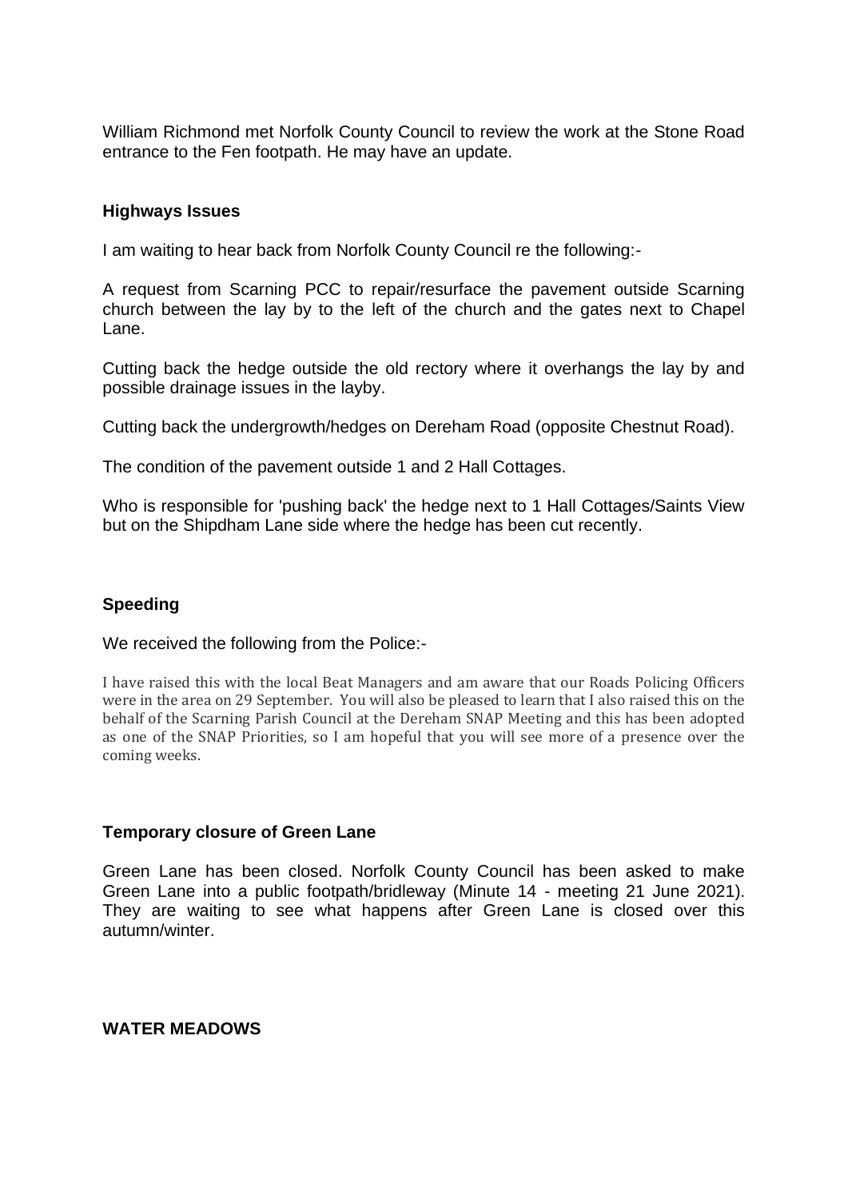William Richmond met Norfolk County Council to review the work at the Stone Road entrance to the Fen footpath. He may have an update.

**Highways Issues**

I am waiting to hear back from Norfolk County Council re the following:-

A request from Scarning PCC to repair/resurface the pavement outside Scarning church between the lay by to the left of the church and the gates next to Chapel Lane.

Cutting back the hedge outside the old rectory where it overhangs the lay by and possible drainage issues in the layby.

Cutting back the undergrowth/hedges on Dereham Road (opposite Chestnut Road).

The condition of the pavement outside 1 and 2 Hall Cottages.

Who is responsible for 'pushing back' the hedge next to 1 Hall Cottages/Saints View but on the Shipdham Lane side where the hedge has been cut recently.

**Speeding**

We received the following from the Police:-

I have raised this with the local Beat Managers and am aware that our Roads Policing Officers were in the area on 29 September. You will also be pleased to learn that I also raised this on the behalf of the Scarning Parish Council at the Dereham SNAP Meeting and this has been adopted as one of the SNAP Priorities, so I am hopeful that you will see more of a presence over the coming weeks.

**Temporary closure of Green Lane**

Green Lane has been closed. Norfolk County Council has been asked to make Green Lane into a public footpath/bridleway (Minute 14 - meeting 21 June 2021). They are waiting to see what happens after Green Lane is closed over this autumn/winter.

**WATER MEADOWS**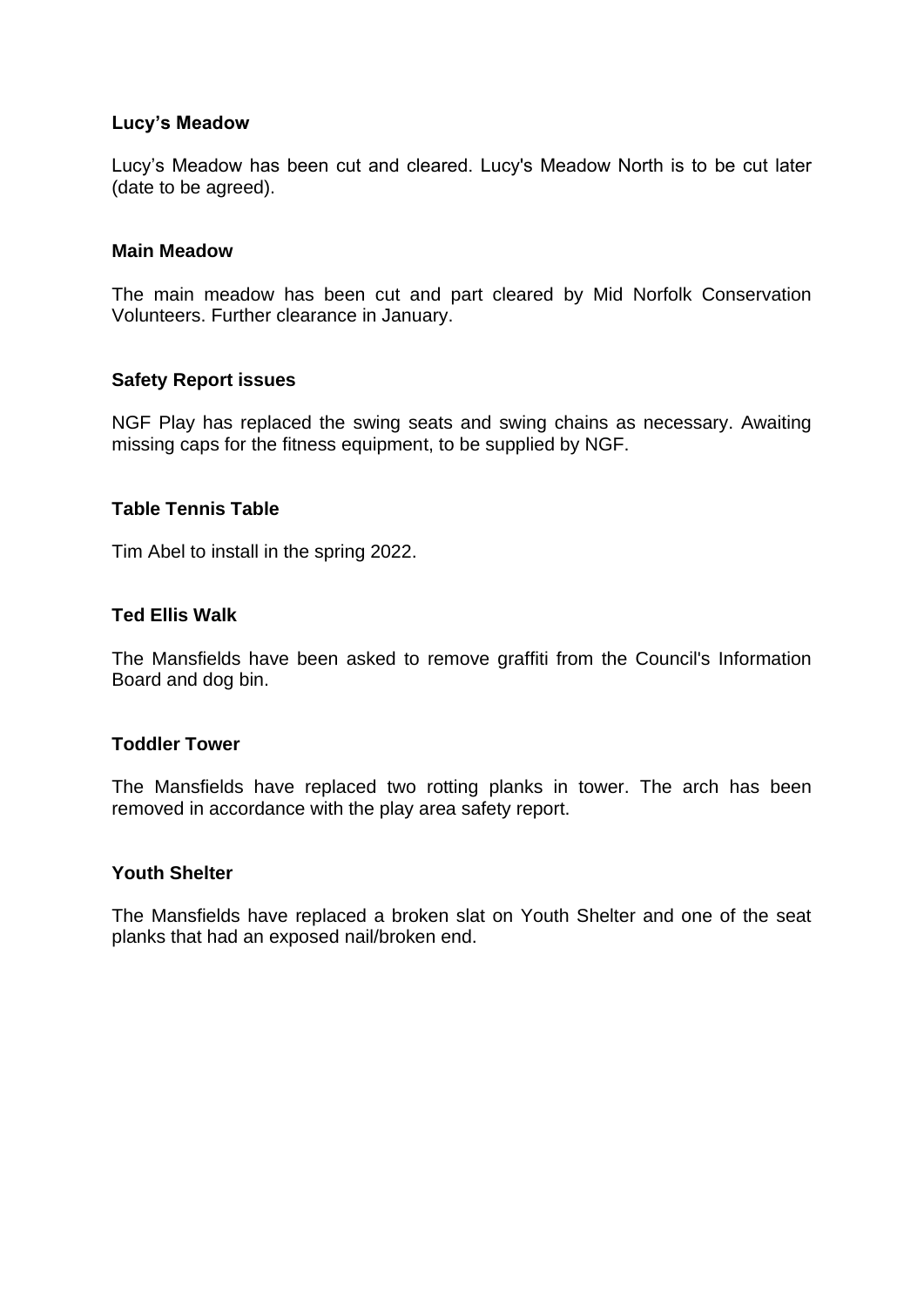**Lucy’s Meadow**

Lucy’s Meadow has been cut and cleared. Lucy's Meadow North is to be cut later (date to be agreed).

**Main Meadow**

The main meadow has been cut and part cleared by Mid Norfolk Conservation Volunteers. Further clearance in January.

**Safety Report issues**

NGF Play has replaced the swing seats and swing chains as necessary. Awaiting missing caps for the fitness equipment, to be supplied by NGF.

**Table Tennis Table**

Tim Abel to install in the spring 2022.

**Ted Ellis Walk**

The Mansfields have been asked to remove graffiti from the Council's Information Board and dog bin.

**Toddler Tower**

The Mansfields have replaced two rotting planks in tower. The arch has been removed in accordance with the play area safety report.

**Youth Shelter**

The Mansfields have replaced a broken slat on Youth Shelter and one of the seat planks that had an exposed nail/broken end.